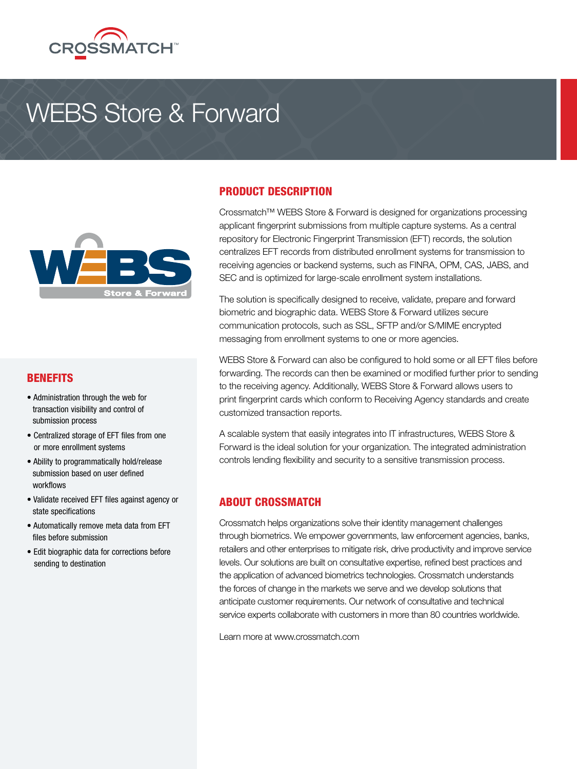# WEBS Store & Forward

## BENEFITS

- Administration through the web for transaction visibility and control of submission process
- Centralized storage of EFT files from one or more enrollment systems
- Ability to programmatically hold/release submission based on user defined workflows
- Validate received EFT files against agency or state specifications
- Automatically remove meta data from EFT files before submission
- Edit biographic data for corrections before sending to destination

## PRODUCT DESCRIPTION

Crossmatch™ WEBS Store & Forward is designed for organizations processing applicant fingerprint submissions from multiple capture systems. As a central repository for Electronic Fingerprint Transmission (EFT) records, the solution centralizes EFT records from distributed enrollment systems for transmission to receiving agencies or backend systems, such as FINRA, OPM, CAS, JABS, and SEC and is optimized for large-scale enrollment system installations.

The solution is specifically designed to receive, validate, prepare and forward biometric and biographic data. WEBS Store & Forward utilizes secure communication protocols, such as SSL, SFTP and/or S/MIME encrypted messaging from enrollment systems to one or more agencies.

WEBS Store & Forward can also be configured to hold some or all EFT files before forwarding. The records can then be examined or modified further prior to sending to the receiving agency. Additionally, WEBS Store & Forward allows users to print fingerprint cards which conform to Receiving Agency standards and create customized transaction reports.

A scalable system that easily integrates into IT infrastructures, WEBS Store & Forward is the ideal solution for your organization. The integrated administration controls lending flexibility and security to a sensitive transmission process.

## ABOUT CROSSMATCH

Crossmatch helps organizations solve their identity management challenges through biometrics. We empower governments, law enforcement agencies, banks, retailers and other enterprises to mitigate risk, drive productivity and improve service levels. Our solutions are built on consultative expertise, refined best practices and the application of advanced biometrics technologies. Crossmatch understands the forces of change in the markets we serve and we develop solutions that anticipate customer requirements. Our network of consultative and technical service experts collaborate with customers in more than 80 countries worldwide.

Learn more at www.crossmatch.com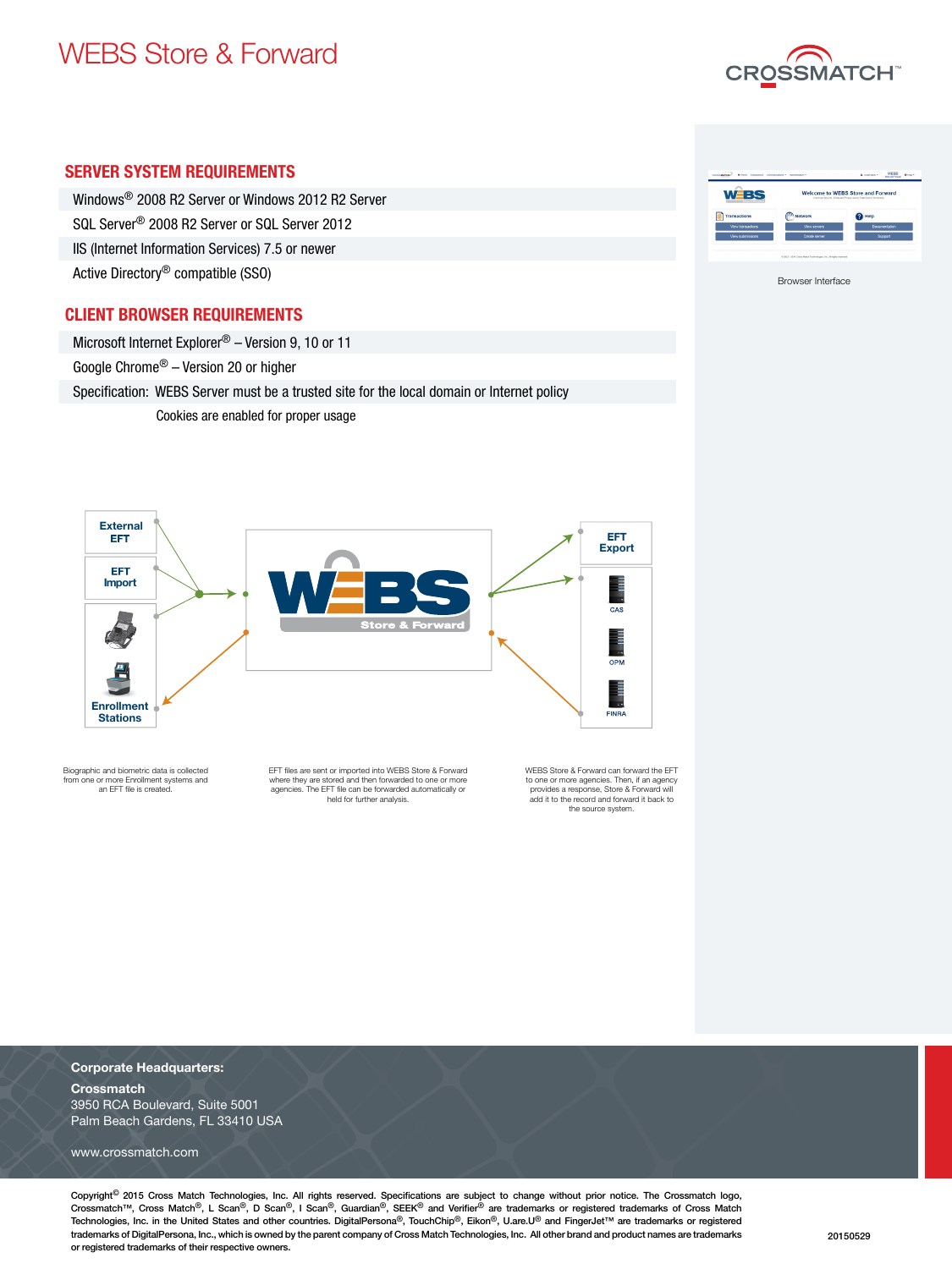# WEBS Store & Forward

## SERVER SYSTEM REQUIREMENTS

Windows® 2008 R2 Server or Windows 2012 R2 Server

SQL Server® 2008 R2 Server or SQL Server 2012

IIS (Internet Information Services) 7.5 or newer

Active Directory® compatible (SSO)

## CLIENT BROWSER REQUIREMENTS

Microsoft Internet Explorer® – Version 9, 10 or 11

Google Chrome® – Version 20 or higher

Specification: WEBS Server must be a trusted site for the local domain or Internet policy

Cookies are enabled for proper usage

Browser Interface

External EFT

EFT Import

Enrollment Stations

WEBS Store & Forward

EFT Export

CAS

OPM

FINRA

Biographic and biometric data is collected from one or more Enrollment systems and an EFT file is created.

EFT files are sent or imported into WEBS Store & Forward where they are stored and then forwarded to one or more agencies. The EFT file can be forwarded automatically or held for further analysis.

WEBS Store & Forward can forward the EFT to one or more agencies. Then, if an agency provides a response, Store & Forward will add it to the record and forward it back to the source system.

**Corporate Headquarters:**

**Crossmatch**
3950 RCA Boulevard, Suite 5001
Palm Beach Gardens, FL 33410 USA

www.crossmatch.com

Copyright© 2015 Cross Match Technologies, Inc. All rights reserved. Specifications are subject to change without prior notice. The Crossmatch logo, Crossmatch™, Cross Match®, L Scan®, D Scan®, I Scan®, Guardian®, SEEK® and Verifier® are trademarks or registered trademarks of Cross Match Technologies, Inc. in the United States and other countries. DigitalPersona®, TouchChip®, Eikon®, U.are.U® and FingerJet™ are trademarks or registered trademarks of DigitalPersona, Inc., which is owned by the parent company of Cross Match Technologies, Inc. All other brand and product names are trademarks or registered trademarks of their respective owners.

20150529